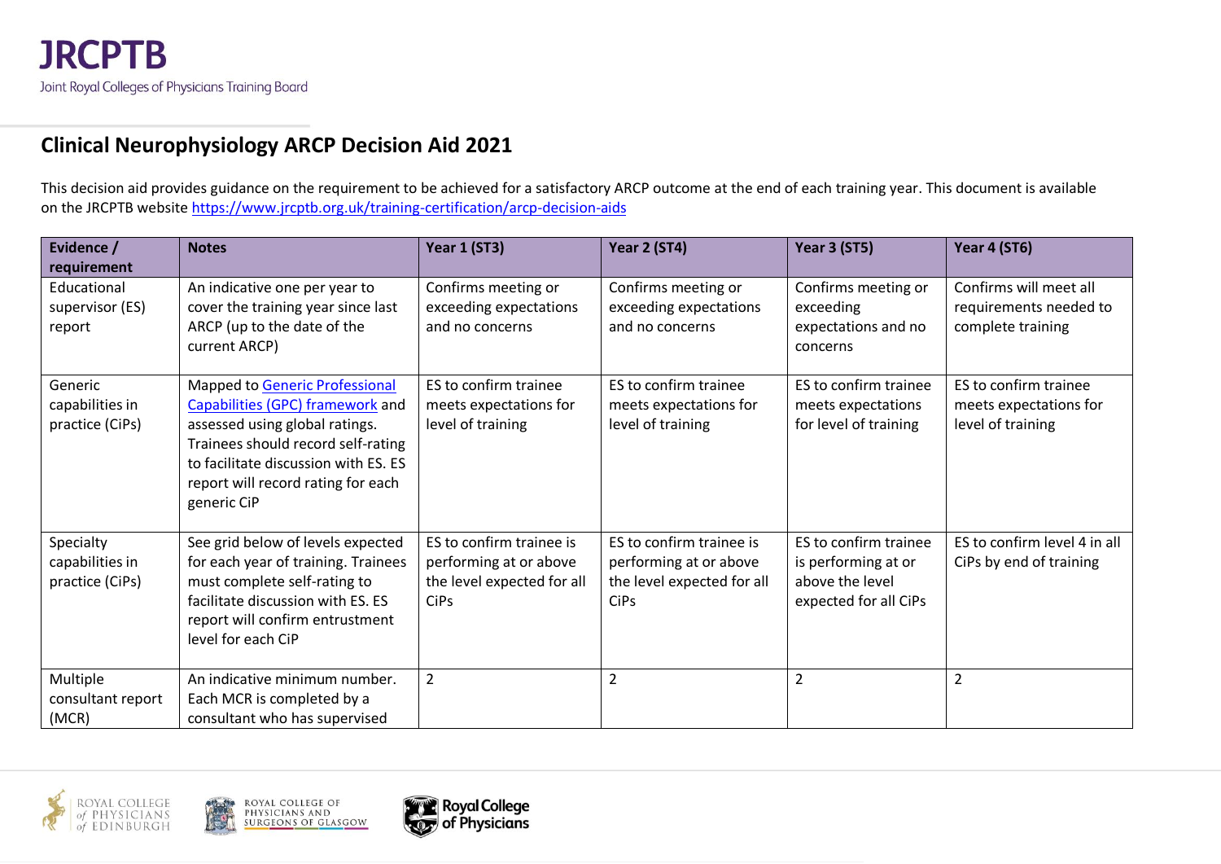JRCPTB

Joint Royal Colleges of Physicians Training Board

# Clinical Neurophysiology ARCP Decision Aid 2021

This decision aid provides guidance on the requirement to be achieved for a satisfactory ARCP outcome at the end of each training year. This document is available on the JRCPTB website [https://www.jrcptb.org.uk/training-certification/arcp-decision-aids](https://www.jrcptb.org.uk/training-certification/arcp-decision-aids)

| Evidence / requirement | Notes | Year 1 (ST3) | Year 2 (ST4) | Year 3 (ST5) | Year 4 (ST6) |
|---|---|---|---|---|---|
| Educational supervisor (ES) report | An indicative one per year to cover the training year since last ARCP (up to the date of the current ARCP) | Confirms meeting or exceeding expectations and no concerns | Confirms meeting or exceeding expectations and no concerns | Confirms meeting or exceeding expectations and no concerns | Confirms will meet all requirements needed to complete training |
| Generic capabilities in practice (CiPs) | Mapped to [Generic Professional Capabilities (GPC) framework](#) and assessed using global ratings. Trainees should record self-rating to facilitate discussion with ES. ES report will record rating for each generic CiP | ES to confirm trainee meets expectations for level of training | ES to confirm trainee meets expectations for level of training | ES to confirm trainee meets expectations for level of training | ES to confirm trainee meets expectations for level of training |
| Specialty capabilities in practice (CiPs) | See grid below of levels expected for each year of training. Trainees must complete self-rating to facilitate discussion with ES. ES report will confirm entrustment level for each CiP | ES to confirm trainee is performing at or above the level expected for all CiPs | ES to confirm trainee is performing at or above the level expected for all CiPs | ES to confirm trainee is performing at or above the level expected for all CiPs | ES to confirm level 4 in all CiPs by end of training |
| Multiple consultant report (MCR) | An indicative minimum number. Each MCR is completed by a consultant who has supervised | 2 | 2 | 2 | 2 |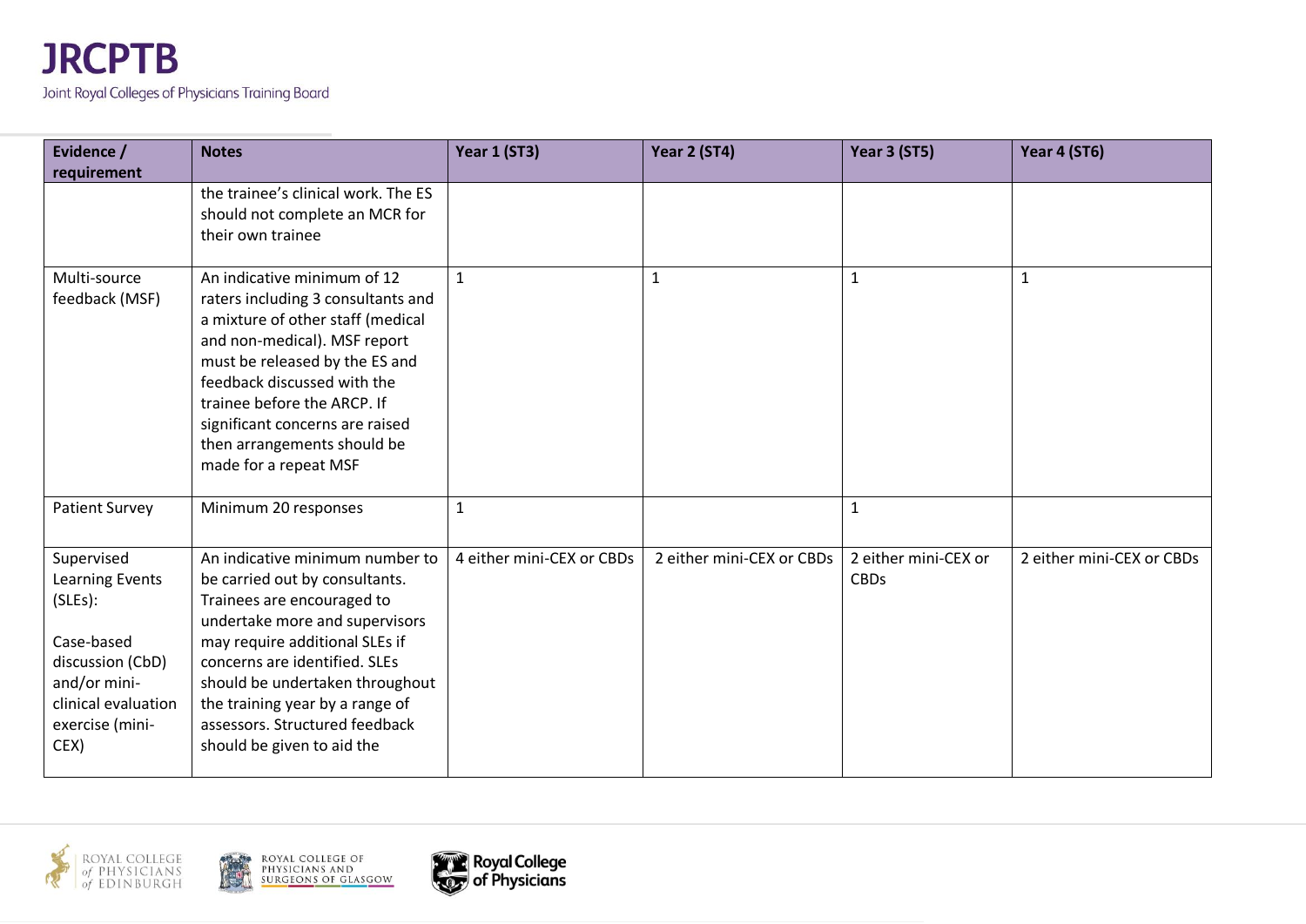| Evidence / requirement | Notes | Year 1 (ST3) | Year 2 (ST4) | Year 3 (ST5) | Year 4 (ST6) |
|---|---|---|---|---|---|
| | the trainee's clinical work. The ES should not complete an MCR for their own trainee | | | | |
| Multi-source feedback (MSF) | An indicative minimum of 12 raters including 3 consultants and a mixture of other staff (medical and non-medical). MSF report must be released by the ES and feedback discussed with the trainee before the ARCP. If significant concerns are raised then arrangements should be made for a repeat MSF | 1 | 1 | 1 | 1 |
| Patient Survey | Minimum 20 responses | 1 | | 1 | |
| Supervised Learning Events (SLEs): Case-based discussion (CbD) and/or mini-clinical evaluation exercise (mini-CEX) | An indicative minimum number to be carried out by consultants. Trainees are encouraged to undertake more and supervisors may require additional SLEs if concerns are identified. SLEs should be undertaken throughout the training year by a range of assessors. Structured feedback should be given to aid the | 4 either mini-CEX or CBDs | 2 either mini-CEX or CBDs | 2 either mini-CEX or CBDs | 2 either mini-CEX or CBDs |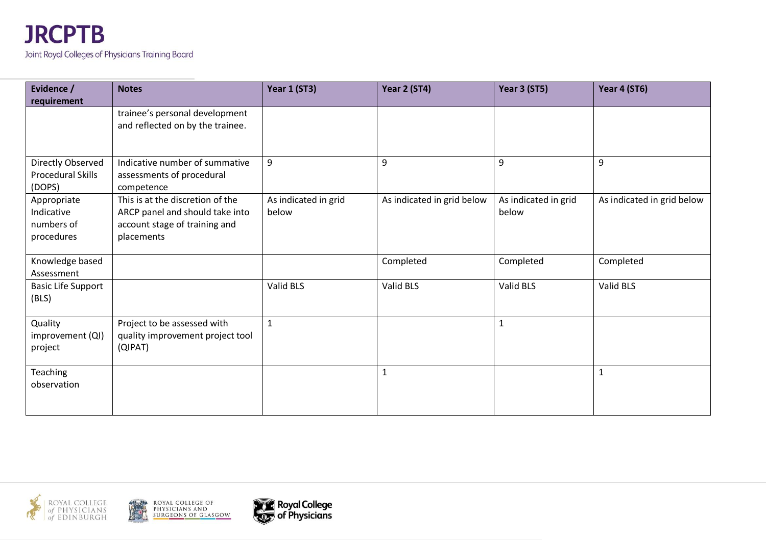| Evidence / requirement | Notes | Year 1 (ST3) | Year 2 (ST4) | Year 3 (ST5) | Year 4 (ST6) |
|---|---|---|---|---|---|
| | trainee's personal development and reflected on by the trainee. | | | | |
| Directly Observed Procedural Skills (DOPS) | Indicative number of summative assessments of procedural competence | 9 | 9 | 9 | 9 |
| Appropriate Indicative numbers of procedures | This is at the discretion of the ARCP panel and should take into account stage of training and placements | As indicated in grid below | As indicated in grid below | As indicated in grid below | As indicated in grid below |
| Knowledge based Assessment | | | Completed | Completed | Completed |
| Basic Life Support (BLS) | | Valid BLS | Valid BLS | Valid BLS | Valid BLS |
| Quality improvement (QI) project | Project to be assessed with quality improvement project tool (QIPAT) | 1 | | 1 | |
| Teaching observation | | | 1 | | 1 |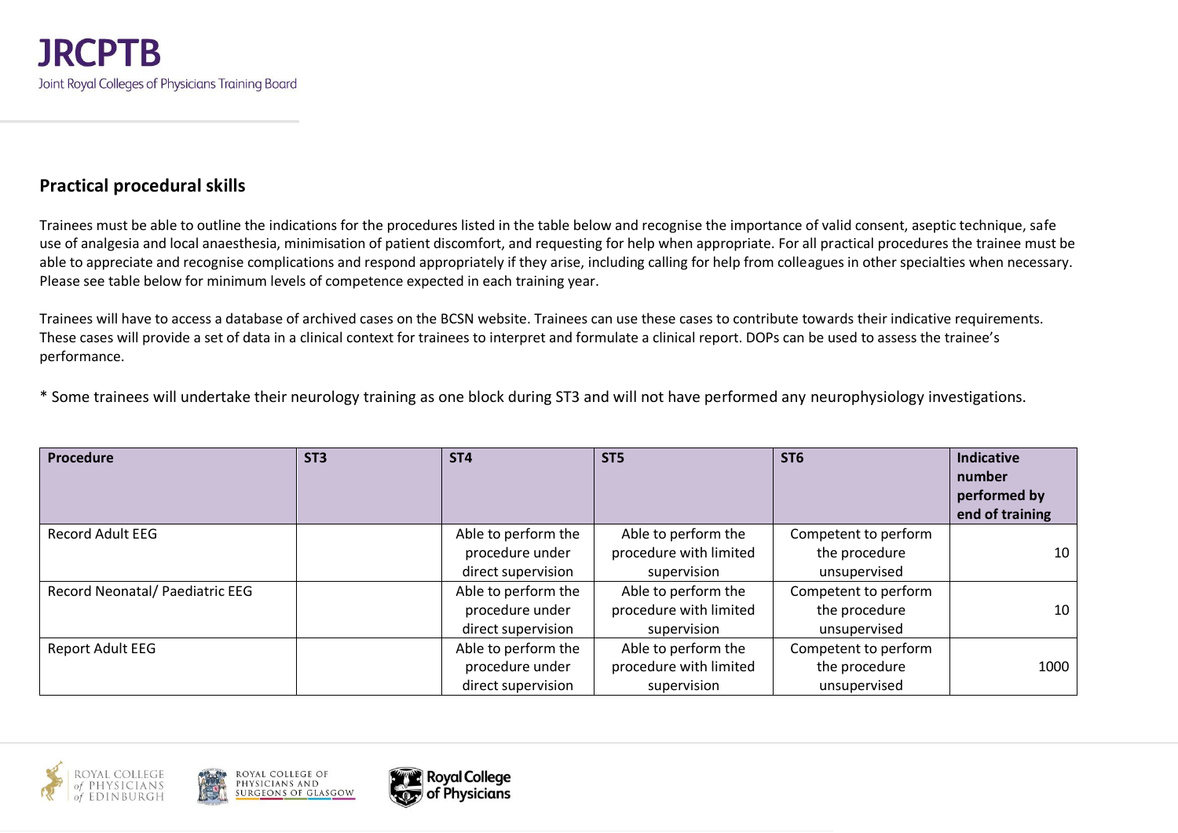## Practical procedural skills

Trainees must be able to outline the indications for the procedures listed in the table below and recognise the importance of valid consent, aseptic technique, safe use of analgesia and local anaesthesia, minimisation of patient discomfort, and requesting for help when appropriate. For all practical procedures the trainee must be able to appreciate and recognise complications and respond appropriately if they arise, including calling for help from colleagues in other specialties when necessary. Please see table below for minimum levels of competence expected in each training year.

Trainees will have to access a database of archived cases on the BCSN website. Trainees can use these cases to contribute towards their indicative requirements. These cases will provide a set of data in a clinical context for trainees to interpret and formulate a clinical report. DOPs can be used to assess the trainee's performance.

* Some trainees will undertake their neurology training as one block during ST3 and will not have performed any neurophysiology investigations.

| Procedure | ST3 | ST4 | ST5 | ST6 | Indicative number performed by end of training |
|---|---|---|---|---|---|
| Record Adult EEG | | Able to perform the procedure under direct supervision | Able to perform the procedure with limited supervision | Competent to perform the procedure unsupervised | 10 |
| Record Neonatal/ Paediatric EEG | | Able to perform the procedure under direct supervision | Able to perform the procedure with limited supervision | Competent to perform the procedure unsupervised | 10 |
| Report Adult EEG | | Able to perform the procedure under direct supervision | Able to perform the procedure with limited supervision | Competent to perform the procedure unsupervised | 1000 |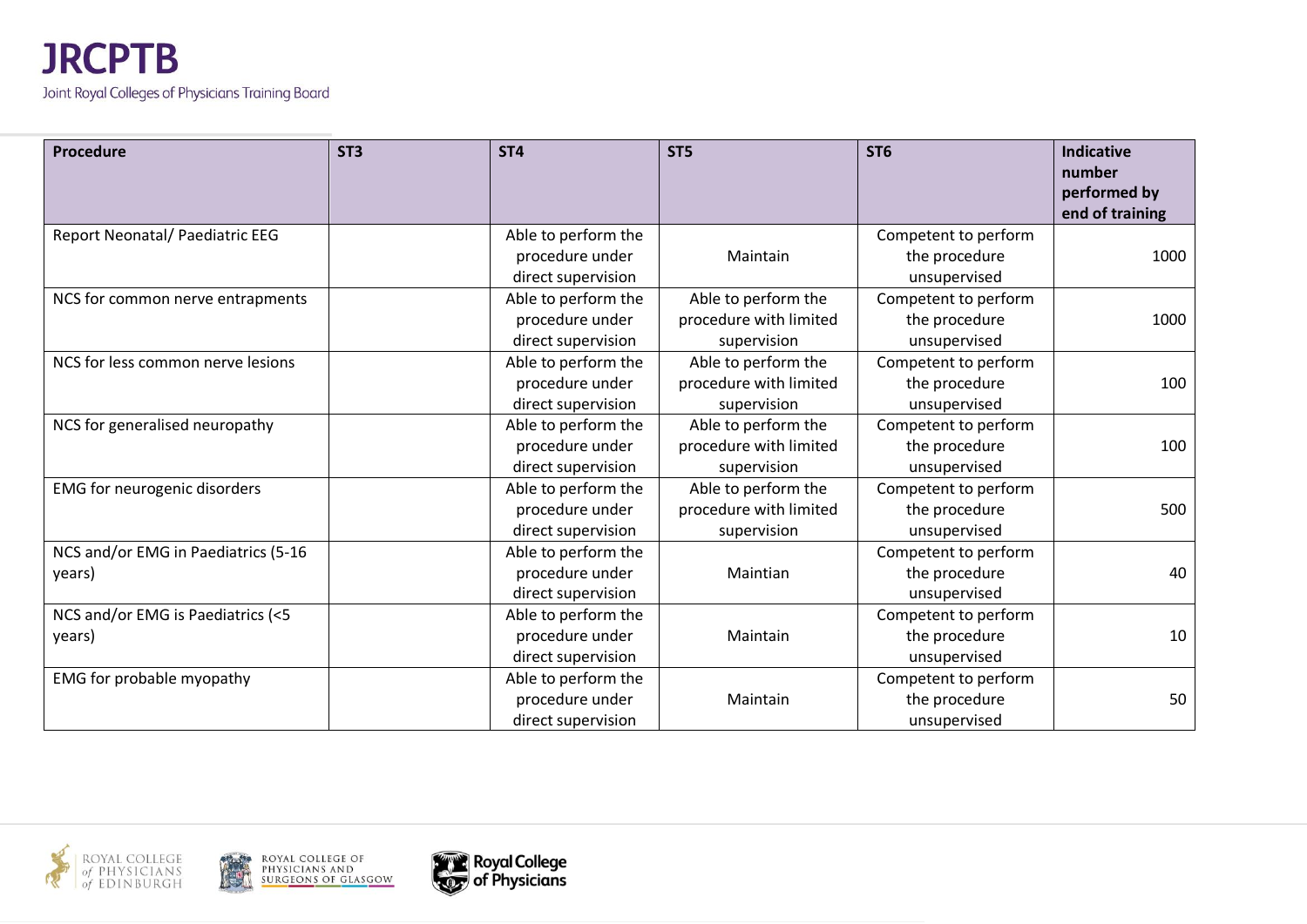| Procedure | ST3 | ST4 | ST5 | ST6 | Indicative number performed by end of training |
|---|---|---|---|---|---|
| Report Neonatal/ Paediatric EEG | | Able to perform the procedure under direct supervision | Maintain | Competent to perform the procedure unsupervised | 1000 |
| NCS for common nerve entrapments | | Able to perform the procedure under direct supervision | Able to perform the procedure with limited supervision | Competent to perform the procedure unsupervised | 1000 |
| NCS for less common nerve lesions | | Able to perform the procedure under direct supervision | Able to perform the procedure with limited supervision | Competent to perform the procedure unsupervised | 100 |
| NCS for generalised neuropathy | | Able to perform the procedure under direct supervision | Able to perform the procedure with limited supervision | Competent to perform the procedure unsupervised | 100 |
| EMG for neurogenic disorders | | Able to perform the procedure under direct supervision | Able to perform the procedure with limited supervision | Competent to perform the procedure unsupervised | 500 |
| NCS and/or EMG in Paediatrics (5-16 years) | | Able to perform the procedure under direct supervision | Maintian | Competent to perform the procedure unsupervised | 40 |
| NCS and/or EMG is Paediatrics (<5 years) | | Able to perform the procedure under direct supervision | Maintain | Competent to perform the procedure unsupervised | 10 |
| EMG for probable myopathy | | Able to perform the procedure under direct supervision | Maintain | Competent to perform the procedure unsupervised | 50 |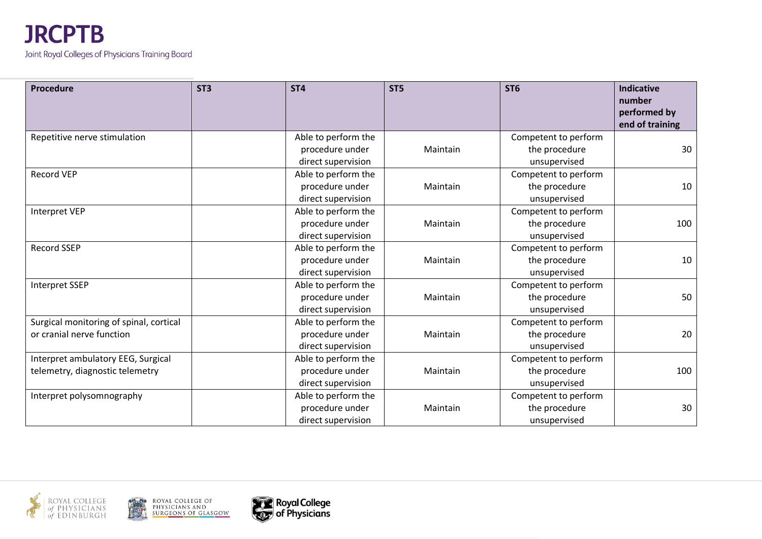| Procedure | ST3 | ST4 | ST5 | ST6 | Indicative number performed by end of training |
|---|---|---|---|---|---|
| Repetitive nerve stimulation | | Able to perform the procedure under direct supervision | Maintain | Competent to perform the procedure unsupervised | 30 |
| Record VEP | | Able to perform the procedure under direct supervision | Maintain | Competent to perform the procedure unsupervised | 10 |
| Interpret VEP | | Able to perform the procedure under direct supervision | Maintain | Competent to perform the procedure unsupervised | 100 |
| Record SSEP | | Able to perform the procedure under direct supervision | Maintain | Competent to perform the procedure unsupervised | 10 |
| Interpret SSEP | | Able to perform the procedure under direct supervision | Maintain | Competent to perform the procedure unsupervised | 50 |
| Surgical monitoring of spinal, cortical or cranial nerve function | | Able to perform the procedure under direct supervision | Maintain | Competent to perform the procedure unsupervised | 20 |
| Interpret ambulatory EEG, Surgical telemetry, diagnostic telemetry | | Able to perform the procedure under direct supervision | Maintain | Competent to perform the procedure unsupervised | 100 |
| Interpret polysomnography | | Able to perform the procedure under direct supervision | Maintain | Competent to perform the procedure unsupervised | 30 |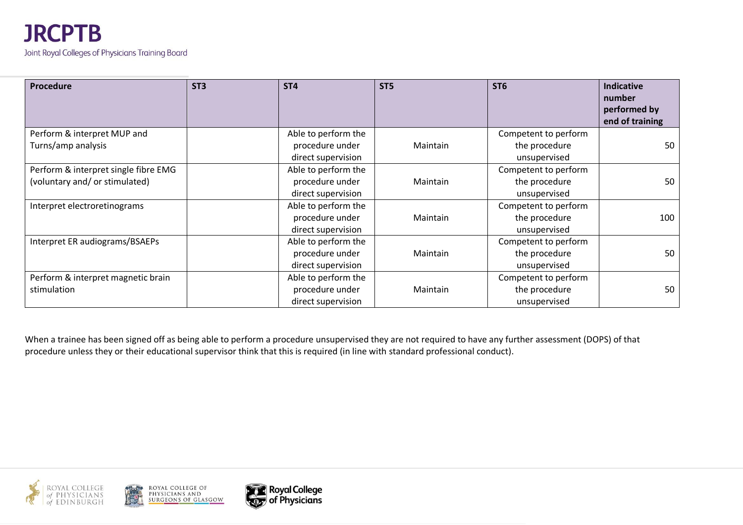| Procedure | ST3 | ST4 | ST5 | ST6 | Indicative number performed by end of training |
|---|---|---|---|---|---|
| Perform & interpret MUP and Turns/amp analysis | | Able to perform the procedure under direct supervision | Maintain | Competent to perform the procedure unsupervised | 50 |
| Perform & interpret single fibre EMG (voluntary and/ or stimulated) | | Able to perform the procedure under direct supervision | Maintain | Competent to perform the procedure unsupervised | 50 |
| Interpret electroretinograms | | Able to perform the procedure under direct supervision | Maintain | Competent to perform the procedure unsupervised | 100 |
| Interpret ER audiograms/BSAEPs | | Able to perform the procedure under direct supervision | Maintain | Competent to perform the procedure unsupervised | 50 |
| Perform & interpret magnetic brain stimulation | | Able to perform the procedure under direct supervision | Maintain | Competent to perform the procedure unsupervised | 50 |

When a trainee has been signed off as being able to perform a procedure unsupervised they are not required to have any further assessment (DOPS) of that procedure unless they or their educational supervisor think that this is required (in line with standard professional conduct).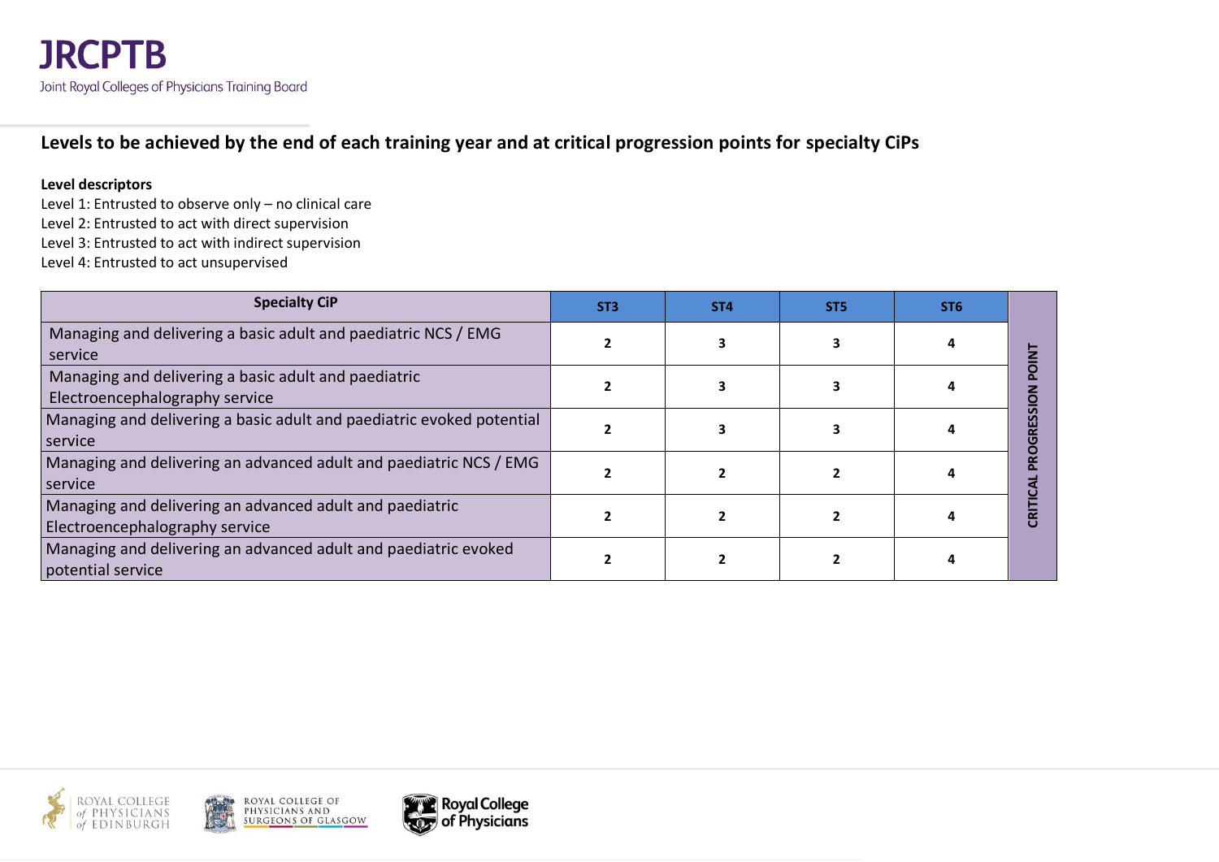## Levels to be achieved by the end of each training year and at critical progression points for specialty CiPs

**Level descriptors**

Level 1: Entrusted to observe only – no clinical care
Level 2: Entrusted to act with direct supervision
Level 3: Entrusted to act with indirect supervision
Level 4: Entrusted to act unsupervised

| Specialty CiP | ST3 | ST4 | ST5 | ST6 | |
|---|---|---|---|---|---|
| Managing and delivering a basic adult and paediatric NCS / EMG service | 2 | 3 | 3 | 4 | CRITICAL PROGRESSION POINT |
| Managing and delivering a basic adult and paediatric Electroencephalography service | 2 | 3 | 3 | 4 | |
| Managing and delivering a basic adult and paediatric evoked potential service | 2 | 3 | 3 | 4 | |
| Managing and delivering an advanced adult and paediatric NCS / EMG service | 2 | 2 | 2 | 4 | |
| Managing and delivering an advanced adult and paediatric Electroencephalography service | 2 | 2 | 2 | 4 | |
| Managing and delivering an advanced adult and paediatric evoked potential service | 2 | 2 | 2 | 4 | |